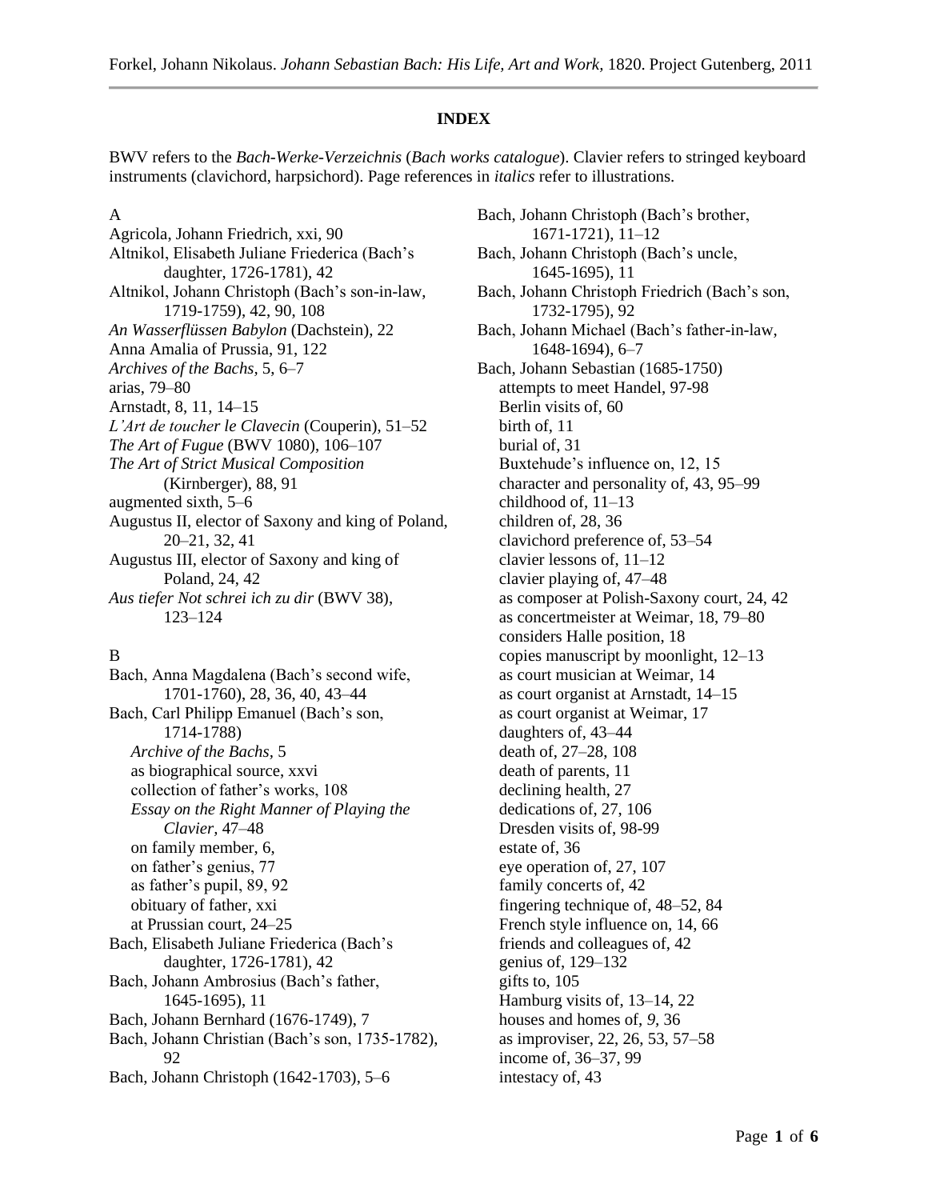## INDEX

BWV refers to the *Bach-Werke-Verzeichnis* (*Bach works catalogue*). Clavier refers to stringed keyboard instruments (clavichord, harpsichord). Page references in *italics* refer to illustrations.

A

Agricola, Johann Friedrich, xxi, 90
Altnikol, Elisabeth Juliane Friederica (Bach's daughter, 1726-1781), 42
Altnikol, Johann Christoph (Bach's son-in-law, 1719-1759), 42, 90, 108
*An Wasserflüssen Babylon* (Dachstein), 22
Anna Amalia of Prussia, 91, 122
*Archives of the Bachs*, 5, 6–7
arias, 79–80
Arnstadt, 8, 11, 14–15
*L'Art de toucher le Clavecin* (Couperin), 51–52
*The Art of Fugue* (BWV 1080), 106–107
*The Art of Strict Musical Composition* (Kirnberger), 88, 91
augmented sixth, 5–6
Augustus II, elector of Saxony and king of Poland, 20–21, 32, 41
Augustus III, elector of Saxony and king of Poland, 24, 42
*Aus tiefer Not schrei ich zu dir* (BWV 38), 123–124

B

Bach, Anna Magdalena (Bach's second wife, 1701-1760), 28, 36, 40, 43–44
Bach, Carl Philipp Emanuel (Bach's son, 1714-1788)
- *Archive of the Bachs*, 5
- as biographical source, xxvi
- collection of father's works, 108
- *Essay on the Right Manner of Playing the Clavier*, 47–48
- on family member, 6,
- on father's genius, 77
- as father's pupil, 89, 92
- obituary of father, xxi
- at Prussian court, 24–25

Bach, Elisabeth Juliane Friederica (Bach's daughter, 1726-1781), 42
Bach, Johann Ambrosius (Bach's father, 1645-1695), 11
Bach, Johann Bernhard (1676-1749), 7
Bach, Johann Christian (Bach's son, 1735-1782), 92
Bach, Johann Christoph (1642-1703), 5–6
Bach, Johann Christoph (Bach's brother, 1671-1721), 11–12
Bach, Johann Christoph (Bach's uncle, 1645-1695), 11
Bach, Johann Christoph Friedrich (Bach's son, 1732-1795), 92
Bach, Johann Michael (Bach's father-in-law, 1648-1694), 6–7
Bach, Johann Sebastian (1685-1750)
- attempts to meet Handel, 97-98
- Berlin visits of, 60
- birth of, 11
- burial of, 31
- Buxtehude's influence on, 12, 15
- character and personality of, 43, 95–99
- childhood of, 11–13
- children of, 28, 36
- clavichord preference of, 53–54
- clavier lessons of, 11–12
- clavier playing of, 47–48
- as composer at Polish-Saxony court, 24, 42
- as concertmeister at Weimar, 18, 79–80
- considers Halle position, 18
- copies manuscript by moonlight, 12–13
- as court musician at Weimar, 14
- as court organist at Arnstadt, 14–15
- as court organist at Weimar, 17
- daughters of, 43–44
- death of, 27–28, 108
- death of parents, 11
- declining health, 27
- dedications of, 27, 106
- Dresden visits of, 98-99
- estate of, 36
- eye operation of, 27, 107
- family concerts of, 42
- fingering technique of, 48–52, 84
- French style influence on, 14, 66
- friends and colleagues of, 42
- genius of, 129–132
- gifts to, 105
- Hamburg visits of, 13–14, 22
- houses and homes of, *9*, 36
- as improviser, 22, 26, 53, 57–58
- income of, 36–37, 99
- intestacy of, 43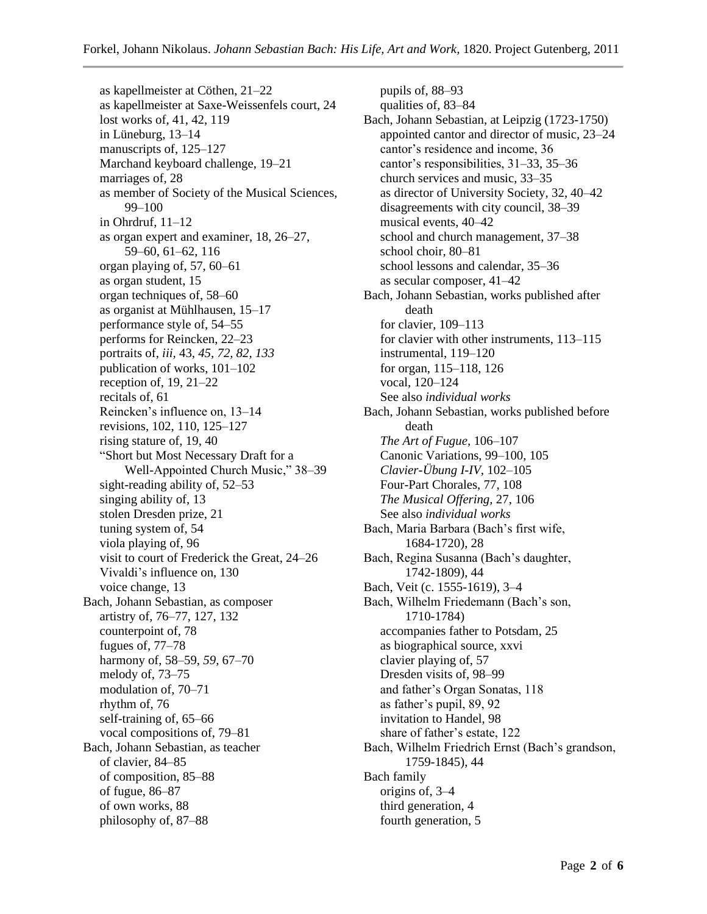as kapellmeister at Cöthen, 21–22
as kapellmeister at Saxe-Weissenfels court, 24
lost works of, 41, 42, 119
in Lüneburg, 13–14
manuscripts of, 125–127
Marchand keyboard challenge, 19–21
marriages of, 28
as member of Society of the Musical Sciences, 99–100
in Ohrdruf, 11–12
as organ expert and examiner, 18, 26–27, 59–60, 61–62, 116
organ playing of, 57, 60–61
as organ student, 15
organ techniques of, 58–60
as organist at Mühlhausen, 15–17
performance style of, 54–55
performs for Reincken, 22–23
portraits of, *iii*, 43, *45*, *72*, *82*, *133*
publication of works, 101–102
reception of, 19, 21–22
recitals of, 61
Reincken's influence on, 13–14
revisions, 102, 110, 125–127
rising stature of, 19, 40
"Short but Most Necessary Draft for a Well-Appointed Church Music," 38–39
sight-reading ability of, 52–53
singing ability of, 13
stolen Dresden prize, 21
tuning system of, 54
viola playing of, 96
visit to court of Frederick the Great, 24–26
Vivaldi's influence on, 130
voice change, 13

Bach, Johann Sebastian, as composer
artistry of, 76–77, 127, 132
counterpoint of, 78
fugues of, 77–78
harmony of, 58–59, *59*, 67–70
melody of, 73–75
modulation of, 70–71
rhythm of, 76
self-training of, 65–66
vocal compositions of, 79–81

Bach, Johann Sebastian, as teacher
of clavier, 84–85
of composition, 85–88
of fugue, 86–87
of own works, 88
philosophy of, 87–88
pupils of, 88–93
qualities of, 83–84

Bach, Johann Sebastian, at Leipzig (1723-1750)
appointed cantor and director of music, 23–24
cantor's residence and income, 36
cantor's responsibilities, 31–33, 35–36
church services and music, 33–35
as director of University Society, 32, 40–42
disagreements with city council, 38–39
musical events, 40–42
school and church management, 37–38
school choir, 80–81
school lessons and calendar, 35–36
as secular composer, 41–42

Bach, Johann Sebastian, works published after death
for clavier, 109–113
for clavier with other instruments, 113–115
instrumental, 119–120
for organ, 115–118, 126
vocal, 120–124
See also *individual works*

Bach, Johann Sebastian, works published before death
*The Art of Fugue*, 106–107
Canonic Variations, 99–100, 105
*Clavier-Übung I-IV,* 102–105
Four-Part Chorales, 77, 108
*The Musical Offering,* 27, 106
See also *individual works*

Bach, Maria Barbara (Bach's first wife, 1684-1720), 28

Bach, Regina Susanna (Bach's daughter, 1742-1809), 44

Bach, Veit (c. 1555-1619), 3–4

Bach, Wilhelm Friedemann (Bach's son, 1710-1784)
accompanies father to Potsdam, 25
as biographical source, xxvi
clavier playing of, 57
Dresden visits of, 98–99
and father's Organ Sonatas, 118
as father's pupil, 89, 92
invitation to Handel, 98
share of father's estate, 122

Bach, Wilhelm Friedrich Ernst (Bach's grandson, 1759-1845), 44

Bach family
origins of, 3–4
third generation, 4
fourth generation, 5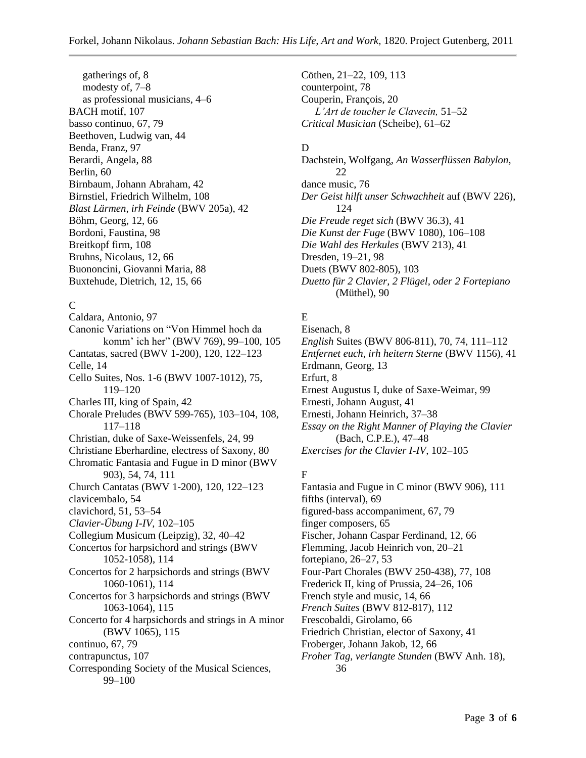gatherings of, 8
modesty of, 7–8
as professional musicians, 4–6
BACH motif, 107
basso continuo, 67, 79
Beethoven, Ludwig van, 44
Benda, Franz, 97
Berardi, Angela, 88
Berlin, 60
Birnbaum, Johann Abraham, 42
Birnstiel, Friedrich Wilhelm, 108
*Blast Lärmen, irh Feinde* (BWV 205a), 42
Böhm, Georg, 12, 66
Bordoni, Faustina, 98
Breitkopf firm, 108
Bruhns, Nicolaus, 12, 66
Buononcini, Giovanni Maria, 88
Buxtehude, Dietrich, 12, 15, 66

C

Caldara, Antonio, 97
Canonic Variations on "Von Himmel hoch da komm' ich her" (BWV 769), 99–100, 105
Cantatas, sacred (BWV 1-200), 120, 122–123
Celle, 14
Cello Suites, Nos. 1-6 (BWV 1007-1012), 75, 119–120
Charles III, king of Spain, 42
Chorale Preludes (BWV 599-765), 103–104, 108, 117–118
Christian, duke of Saxe-Weissenfels, 24, 99
Christiane Eberhardine, electress of Saxony, 80
Chromatic Fantasia and Fugue in D minor (BWV 903), 54, 74, 111
Church Cantatas (BWV 1-200), 120, 122–123
clavicembalo, 54
clavichord, 51, 53–54
*Clavier-Übung I-IV*, 102–105
Collegium Musicum (Leipzig), 32, 40–42
Concertos for harpsichord and strings (BWV 1052-1058), 114
Concertos for 2 harpsichords and strings (BWV 1060-1061), 114
Concertos for 3 harpsichords and strings (BWV 1063-1064), 115
Concerto for 4 harpsichords and strings in A minor (BWV 1065), 115
continuo, 67, 79
contrapunctus, 107
Corresponding Society of the Musical Sciences, 99–100
Cöthen, 21–22, 109, 113
counterpoint, 78
Couperin, François, 20
*L'Art de toucher le Clavecin*, 51–52
*Critical Musician* (Scheibe), 61–62

D

Dachstein, Wolfgang, *An Wasserflüssen Babylon*, 22
dance music, 76
*Der Geist hilft unser Schwachheit* auf (BWV 226), 124
*Die Freude reget sich* (BWV 36.3), 41
*Die Kunst der Fuge* (BWV 1080), 106–108
*Die Wahl des Herkules* (BWV 213), 41
Dresden, 19–21, 98
Duets (BWV 802-805), 103
*Duetto für 2 Clavier, 2 Flügel, oder 2 Fortepiano* (Müthel), 90

E

Eisenach, 8
*English* Suites (BWV 806-811), 70, 74, 111–112
*Entfernet euch, irh heitern Sterne* (BWV 1156), 41
Erdmann, Georg, 13
Erfurt, 8
Ernest Augustus I, duke of Saxe-Weimar, 99
Ernesti, Johann August, 41
Ernesti, Johann Heinrich, 37–38
*Essay on the Right Manner of Playing the Clavier* (Bach, C.P.E.), 47–48
*Exercises for the Clavier I-IV*, 102–105

F

Fantasia and Fugue in C minor (BWV 906), 111
fifths (interval), 69
figured-bass accompaniment, 67, 79
finger composers, 65
Fischer, Johann Caspar Ferdinand, 12, 66
Flemming, Jacob Heinrich von, 20–21
fortepiano, 26–27, 53
Four-Part Chorales (BWV 250-438), 77, 108
Frederick II, king of Prussia, 24–26, 106
French style and music, 14, 66
*French Suites* (BWV 812-817), 112
Frescobaldi, Girolamo, 66
Friedrich Christian, elector of Saxony, 41
Froberger, Johann Jakob, 12, 66
*Froher Tag, verlangte Stunden* (BWV Anh. 18), 36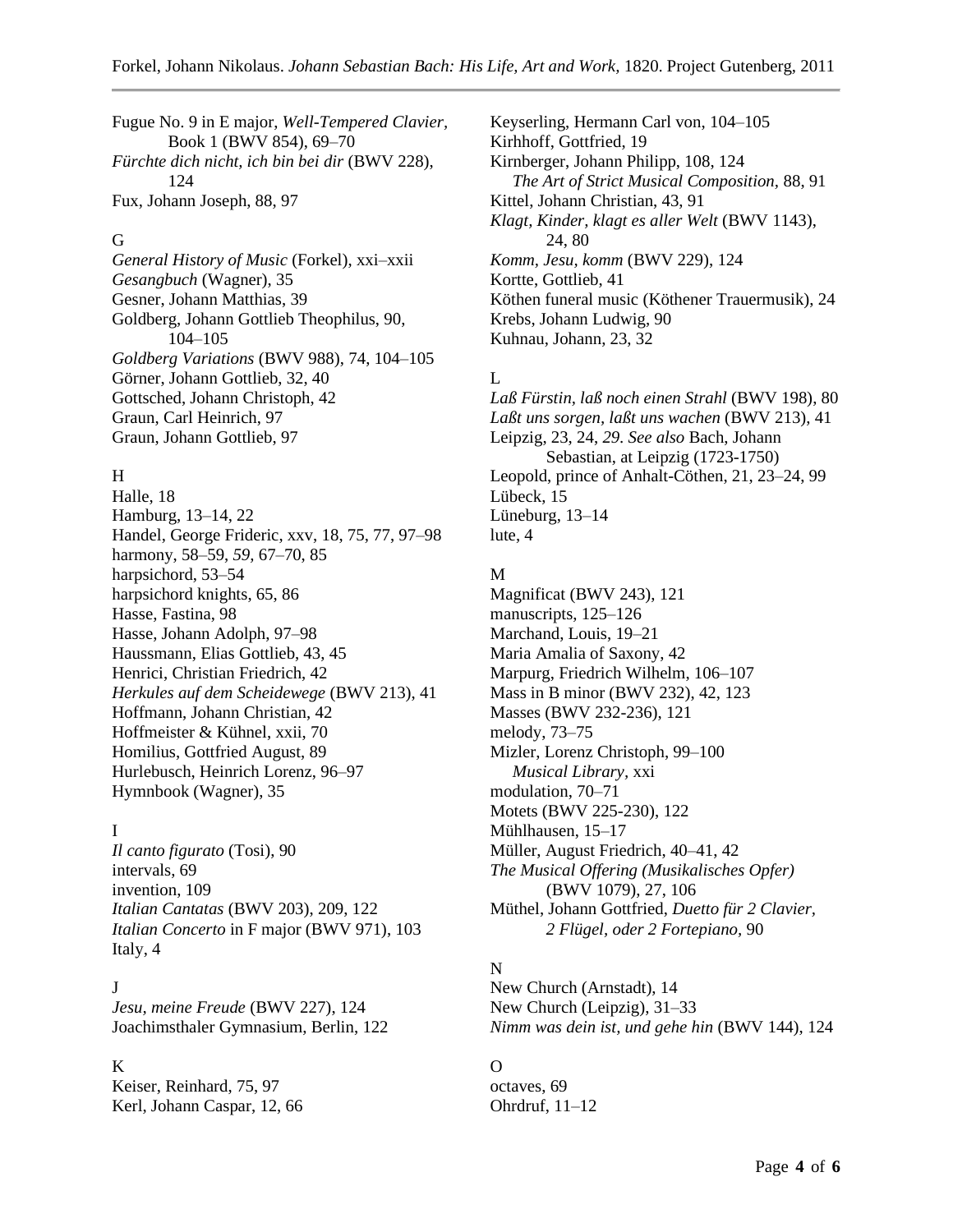Fugue No. 9 in E major, *Well-Tempered Clavier*, Book 1 (BWV 854), 69–70
*Fürchte dich nicht, ich bin bei dir* (BWV 228), 124
Fux, Johann Joseph, 88, 97

G
*General History of Music* (Forkel), xxi–xxii
*Gesangbuch* (Wagner), 35
Gesner, Johann Matthias, 39
Goldberg, Johann Gottlieb Theophilus, 90, 104–105
*Goldberg Variations* (BWV 988), 74, 104–105
Görner, Johann Gottlieb, 32, 40
Gottsched, Johann Christoph, 42
Graun, Carl Heinrich, 97
Graun, Johann Gottlieb, 97

H
Halle, 18
Hamburg, 13–14, 22
Handel, George Frideric, xxv, 18, 75, 77, 97–98
harmony, 58–59, *59*, 67–70, 85
harpsichord, 53–54
harpsichord knights, 65, 86
Hasse, Fastina, 98
Hasse, Johann Adolph, 97–98
Haussmann, Elias Gottlieb, 43, 45
Henrici, Christian Friedrich, 42
*Herkules auf dem Scheidewege* (BWV 213), 41
Hoffmann, Johann Christian, 42
Hoffmeister & Kühnel, xxii, 70
Homilius, Gottfried August, 89
Hurlebusch, Heinrich Lorenz, 96–97
Hymnbook (Wagner), 35

I
*Il canto figurato* (Tosi), 90
intervals, 69
invention, 109
*Italian Cantatas* (BWV 203), 209, 122
*Italian Concerto* in F major (BWV 971), 103
Italy, 4

J
*Jesu, meine Freude* (BWV 227), 124
Joachimsthaler Gymnasium, Berlin, 122

K
Keiser, Reinhard, 75, 97
Kerl, Johann Caspar, 12, 66
Keyserling, Hermann Carl von, 104–105
Kirhhoff, Gottfried, 19
Kirnberger, Johann Philipp, 108, 124
    *The Art of Strict Musical Composition*, 88, 91
Kittel, Johann Christian, 43, 91
*Klagt, Kinder, klagt es aller Welt* (BWV 1143), 24, 80
*Komm, Jesu, komm* (BWV 229), 124
Kortte, Gottlieb, 41
Köthen funeral music (Köthener Trauermusik), 24
Krebs, Johann Ludwig, 90
Kuhnau, Johann, 23, 32

L
*Laß Fürstin, laß noch einen Strahl* (BWV 198), 80
*Laßt uns sorgen, laßt uns wachen* (BWV 213), 41
Leipzig, 23, 24, *29*. *See also* Bach, Johann Sebastian, at Leipzig (1723-1750)
Leopold, prince of Anhalt-Cöthen, 21, 23–24, 99
Lübeck, 15
Lüneburg, 13–14
lute, 4

M
Magnificat (BWV 243), 121
manuscripts, 125–126
Marchand, Louis, 19–21
Maria Amalia of Saxony, 42
Marpurg, Friedrich Wilhelm, 106–107
Mass in B minor (BWV 232), 42, 123
Masses (BWV 232-236), 121
melody, 73–75
Mizler, Lorenz Christoph, 99–100
    *Musical Library*, xxi
modulation, 70–71
Motets (BWV 225-230), 122
Mühlhausen, 15–17
Müller, August Friedrich, 40–41, 42
*The Musical Offering (Musikalisches Opfer)* (BWV 1079), 27, 106
Müthel, Johann Gottfried, *Duetto für 2 Clavier, 2 Flügel, oder 2 Fortepiano*, 90

N
New Church (Arnstadt), 14
New Church (Leipzig), 31–33
*Nimm was dein ist, und gehe hin* (BWV 144), 124

O
octaves, 69
Ohrdruf, 11–12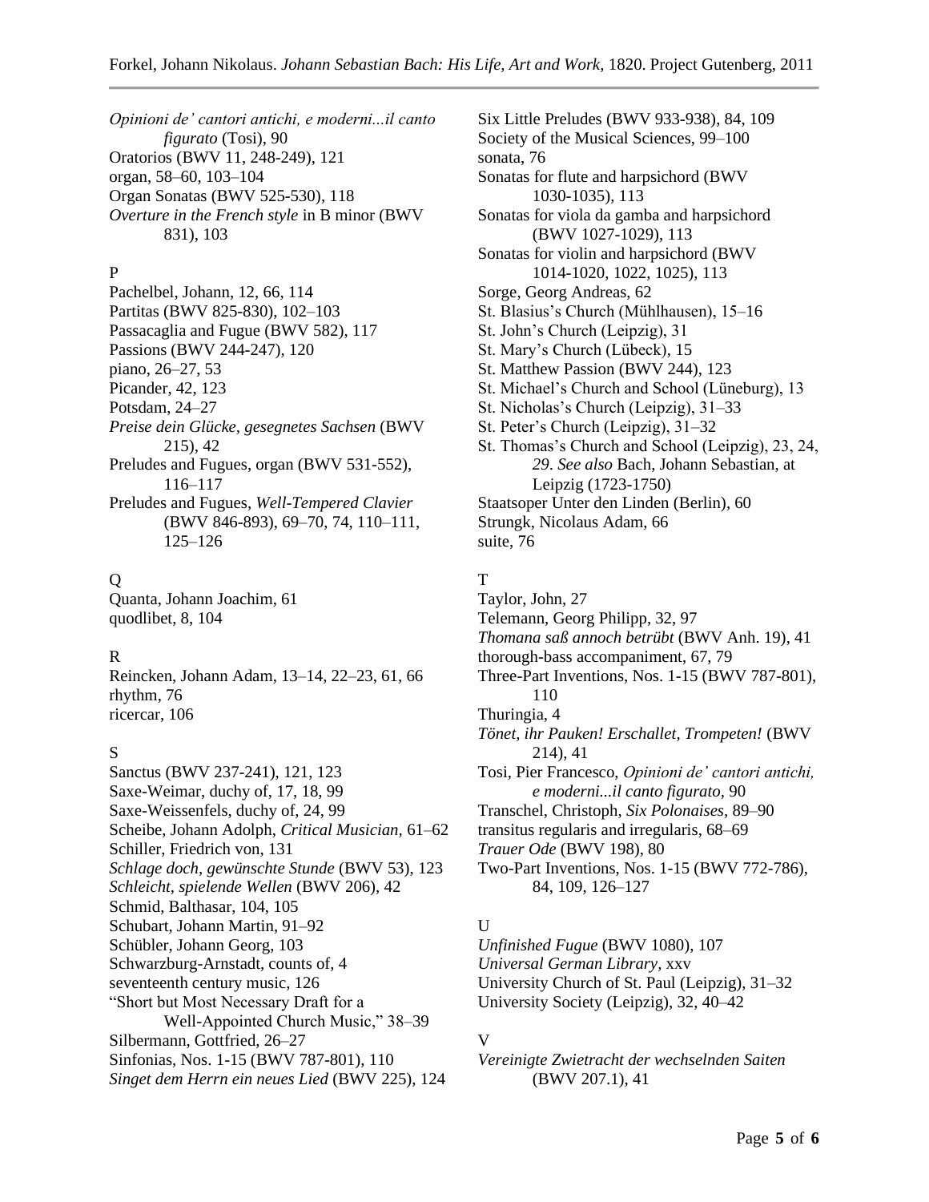*Opinioni de' cantori antichi, e moderni...il canto figurato* (Tosi), 90
Oratorios (BWV 11, 248-249), 121
organ, 58–60, 103–104
Organ Sonatas (BWV 525-530), 118
*Overture in the French style* in B minor (BWV 831), 103

P

Pachelbel, Johann, 12, 66, 114
Partitas (BWV 825-830), 102–103
Passacaglia and Fugue (BWV 582), 117
Passions (BWV 244-247), 120
piano, 26–27, 53
Picander, 42, 123
Potsdam, 24–27
*Preise dein Glücke, gesegnetes Sachsen* (BWV 215), 42
Preludes and Fugues, organ (BWV 531-552), 116–117
Preludes and Fugues, *Well-Tempered Clavier* (BWV 846-893), 69–70, 74, 110–111, 125–126

Q

Quanta, Johann Joachim, 61
quodlibet, 8, 104

R

Reincken, Johann Adam, 13–14, 22–23, 61, 66
rhythm, 76
ricercar, 106

S

Sanctus (BWV 237-241), 121, 123
Saxe-Weimar, duchy of, 17, 18, 99
Saxe-Weissenfels, duchy of, 24, 99
Scheibe, Johann Adolph, *Critical Musician,* 61–62
Schiller, Friedrich von, 131
*Schlage doch, gewünschte Stunde* (BWV 53), 123
*Schleicht, spielende Wellen* (BWV 206), 42
Schmid, Balthasar, 104, 105
Schubart, Johann Martin, 91–92
Schübler, Johann Georg, 103
Schwarzburg-Arnstadt, counts of, 4
seventeenth century music, 126
"Short but Most Necessary Draft for a Well-Appointed Church Music," 38–39
Silbermann, Gottfried, 26–27
Sinfonias, Nos. 1-15 (BWV 787-801), 110
*Singet dem Herrn ein neues Lied* (BWV 225), 124
Six Little Preludes (BWV 933-938), 84, 109
Society of the Musical Sciences, 99–100
sonata, 76
Sonatas for flute and harpsichord (BWV 1030-1035), 113
Sonatas for viola da gamba and harpsichord (BWV 1027-1029), 113
Sonatas for violin and harpsichord (BWV 1014-1020, 1022, 1025), 113
Sorge, Georg Andreas, 62
St. Blasius's Church (Mühlhausen), 15–16
St. John's Church (Leipzig), 31
St. Mary's Church (Lübeck), 15
St. Matthew Passion (BWV 244), 123
St. Michael's Church and School (Lüneburg), 13
St. Nicholas's Church (Leipzig), 31–33
St. Peter's Church (Leipzig), 31–32
St. Thomas's Church and School (Leipzig), 23, 24, 29. *See also* Bach, Johann Sebastian, at Leipzig (1723-1750)
Staatsoper Unter den Linden (Berlin), 60
Strungk, Nicolaus Adam, 66
suite, 76

T

Taylor, John, 27
Telemann, Georg Philipp, 32, 97
*Thomana saß annoch betrübt* (BWV Anh. 19), 41
thorough-bass accompaniment, 67, 79
Three-Part Inventions, Nos. 1-15 (BWV 787-801), 110
Thuringia, 4
*Tönet, ihr Pauken! Erschallet, Trompeten!* (BWV 214), 41
Tosi, Pier Francesco, *Opinioni de' cantori antichi, e moderni...il canto figurato,* 90
Transchel, Christoph, *Six Polonaises,* 89–90
transitus regularis and irregularis, 68–69
*Trauer Ode* (BWV 198), 80
Two-Part Inventions, Nos. 1-15 (BWV 772-786), 84, 109, 126–127

U

*Unfinished Fugue* (BWV 1080), 107
*Universal German Library,* xxv
University Church of St. Paul (Leipzig), 31–32
University Society (Leipzig), 32, 40–42

V

*Vereinigte Zwietracht der wechselnden Saiten* (BWV 207.1), 41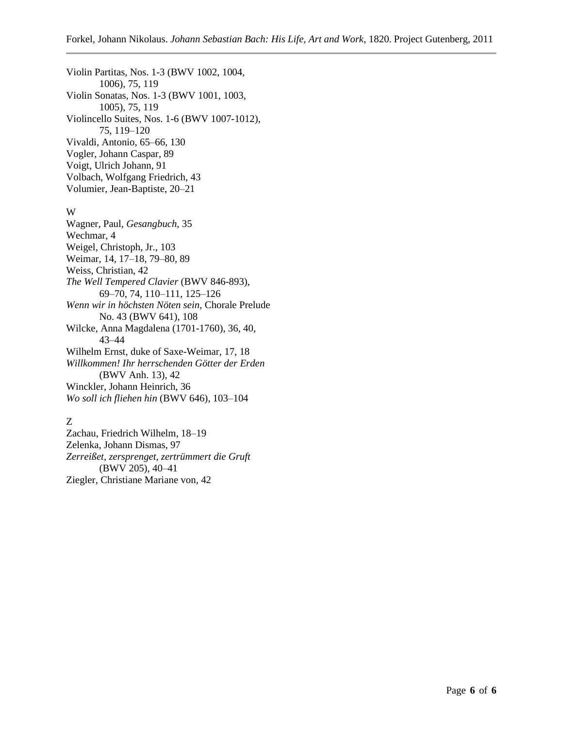Violin Partitas, Nos. 1-3 (BWV 1002, 1004, 1006), 75, 119
Violin Sonatas, Nos. 1-3 (BWV 1001, 1003, 1005), 75, 119
Violincello Suites, Nos. 1-6 (BWV 1007-1012), 75, 119–120
Vivaldi, Antonio, 65–66, 130
Vogler, Johann Caspar, 89
Voigt, Ulrich Johann, 91
Volbach, Wolfgang Friedrich, 43
Volumier, Jean-Baptiste, 20–21

W

Wagner, Paul, *Gesangbuch,* 35
Wechmar, 4
Weigel, Christoph, Jr., 103
Weimar, 14, 17–18, 79–80, 89
Weiss, Christian, 42
*The Well Tempered Clavier* (BWV 846-893), 69–70, 74, 110–111, 125–126
*Wenn wir in höchsten Nöten sein,* Chorale Prelude No. 43 (BWV 641), 108
Wilcke, Anna Magdalena (1701-1760), 36, 40, 43–44
Wilhelm Ernst, duke of Saxe-Weimar, 17, 18
*Willkommen! Ihr herrschenden Götter der Erden* (BWV Anh. 13), 42
Winckler, Johann Heinrich, 36
*Wo soll ich fliehen hin* (BWV 646), 103–104

Z

Zachau, Friedrich Wilhelm, 18–19
Zelenka, Johann Dismas, 97
*Zerreißet, zersprenget, zertrümmert die Gruft* (BWV 205), 40–41
Ziegler, Christiane Mariane von, 42